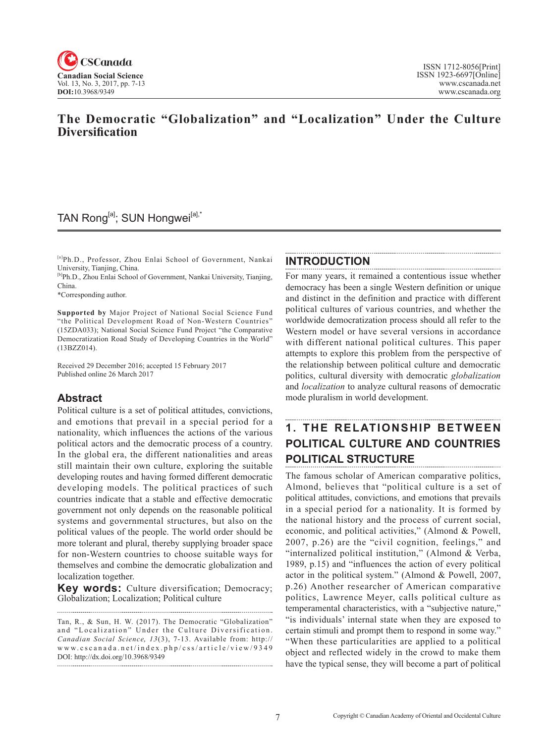# The Democratic "Globalization" and "Localization" Under the Culture Diversification

TAN Rong[a]; SUN Hongwei[a],*

[a]Ph.D., Professor, Zhou Enlai School of Government, Nankai University, Tianjin, China.
[b]Ph.D., Zhou Enlai School of Government, Nankai University, Tianjin, China.
*Corresponding author.

**Supported by** Major Project of National Social Science Fund "the Political Development Road of Non-Western Countries" (15ZDA033); National Social Science Fund Project "the Comparative Democratization Road Study of Developing Countries in the World" (13BZZ014).

Received 29 December 2016; accepted 15 February 2017
Published online 26 March 2017

## Abstract

Political culture is a set of political attitudes, convictions, and emotions that prevail in a special period for a nationality, which influences the actions of the various political actors and the democratic process of a country. In the global era, the different nationalities and areas still maintain their own culture, exploring the suitable developing routes and having formed different democratic developing models. The political practices of such countries indicate that a stable and effective democratic government not only depends on the reasonable political systems and governmental structures, but also on the political values of the people. The world order should be more tolerant and plural, thereby supplying broader space for non-Western countries to choose suitable ways for themselves and combine the democratic globalization and localization together.

**Key words:** Culture diversification; Democracy; Globalization; Localization; Political culture

Tan, R., & Sun, H. W. (2017). The Democratic "Globalization" and "Localization" Under the Culture Diversification. *Canadian Social Science, 13*(3), 7-13. Available from: http://www.cscanada.net/index.php/css/article/view/9349
DOI: http://dx.doi.org/10.3968/9349

## INTRODUCTION

For many years, it remained a contentious issue whether democracy has been a single Western definition or unique and distinct in the definition and practice with different political cultures of various countries, and whether the worldwide democratization process should all refer to the Western model or have several versions in accordance with different national political cultures. This paper attempts to explore this problem from the perspective of the relationship between political culture and democratic politics, cultural diversity with democratic *globalization* and *localization* to analyze cultural reasons of democratic mode pluralism in world development.

## 1. THE RELATIONSHIP BETWEEN POLITICAL CULTURE AND COUNTRIES POLITICAL STRUCTURE

The famous scholar of American comparative politics, Almond, believes that "political culture is a set of political attitudes, convictions, and emotions that prevails in a special period for a nationality. It is formed by the national history and the process of current social, economic, and political activities," (Almond & Powell, 2007, p.26) are the "civil cognition, feelings," and "internalized political institution," (Almond & Verba, 1989, p.15) and "influences the action of every political actor in the political system." (Almond & Powell, 2007, p.26) Another researcher of American comparative politics, Lawrence Meyer, calls political culture as temperamental characteristics, with a "subjective nature," "is individuals' internal state when they are exposed to certain stimuli and prompt them to respond in some way." "When these particularities are applied to a political object and reflected widely in the crowd to make them have the typical sense, they will become a part of political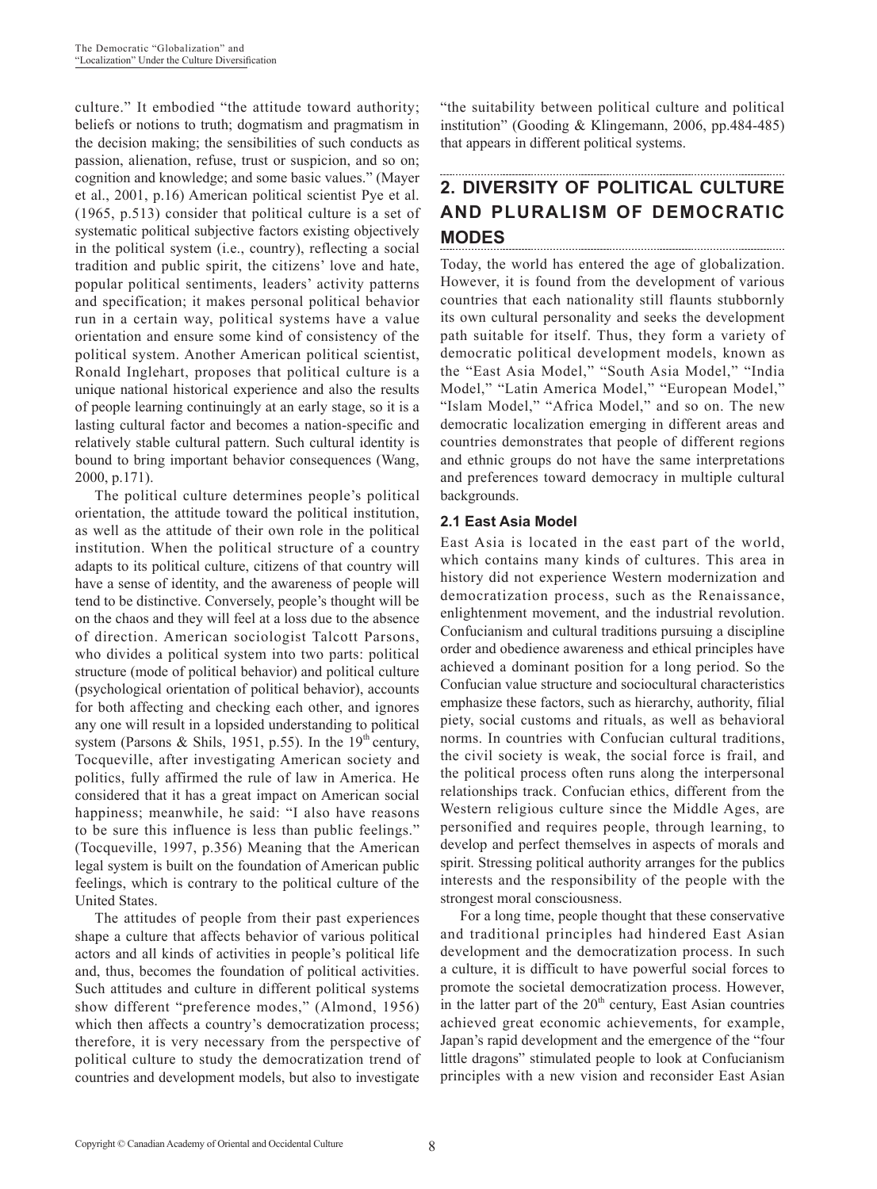culture." It embodied "the attitude toward authority; beliefs or notions to truth; dogmatism and pragmatism in the decision making; the sensibilities of such conducts as passion, alienation, refuse, trust or suspicion, and so on; cognition and knowledge; and some basic values." (Mayer et al., 2001, p.16) American political scientist Pye et al. (1965, p.513) consider that political culture is a set of systematic political subjective factors existing objectively in the political system (i.e., country), reflecting a social tradition and public spirit, the citizens' love and hate, popular political sentiments, leaders' activity patterns and specification; it makes personal political behavior run in a certain way, political systems have a value orientation and ensure some kind of consistency of the political system. Another American political scientist, Ronald Inglehart, proposes that political culture is a unique national historical experience and also the results of people learning continuingly at an early stage, so it is a lasting cultural factor and becomes a nation-specific and relatively stable cultural pattern. Such cultural identity is bound to bring important behavior consequences (Wang, 2000, p.171).

The political culture determines people's political orientation, the attitude toward the political institution, as well as the attitude of their own role in the political institution. When the political structure of a country adapts to its political culture, citizens of that country will have a sense of identity, and the awareness of people will tend to be distinctive. Conversely, people's thought will be on the chaos and they will feel at a loss due to the absence of direction. American sociologist Talcott Parsons, who divides a political system into two parts: political structure (mode of political behavior) and political culture (psychological orientation of political behavior), accounts for both affecting and checking each other, and ignores any one will result in a lopsided understanding to political system (Parsons & Shils, 1951, p.55). In the 19th century, Tocqueville, after investigating American society and politics, fully affirmed the rule of law in America. He considered that it has a great impact on American social happiness; meanwhile, he said: "I also have reasons to be sure this influence is less than public feelings." (Tocqueville, 1997, p.356) Meaning that the American legal system is built on the foundation of American public feelings, which is contrary to the political culture of the United States.

The attitudes of people from their past experiences shape a culture that affects behavior of various political actors and all kinds of activities in people's political life and, thus, becomes the foundation of political activities. Such attitudes and culture in different political systems show different "preference modes," (Almond, 1956) which then affects a country's democratization process; therefore, it is very necessary from the perspective of political culture to study the democratization trend of countries and development models, but also to investigate "the suitability between political culture and political institution" (Gooding & Klingemann, 2006, pp.484-485) that appears in different political systems.

## 2. DIVERSITY OF POLITICAL CULTURE AND PLURALISM OF DEMOCRATIC MODES

Today, the world has entered the age of globalization. However, it is found from the development of various countries that each nationality still flaunts stubbornly its own cultural personality and seeks the development path suitable for itself. Thus, they form a variety of democratic political development models, known as the "East Asia Model," "South Asia Model," "India Model," "Latin America Model," "European Model," "Islam Model," "Africa Model," and so on. The new democratic localization emerging in different areas and countries demonstrates that people of different regions and ethnic groups do not have the same interpretations and preferences toward democracy in multiple cultural backgrounds.

### 2.1 East Asia Model

East Asia is located in the east part of the world, which contains many kinds of cultures. This area in history did not experience Western modernization and democratization process, such as the Renaissance, enlightenment movement, and the industrial revolution. Confucianism and cultural traditions pursuing a discipline order and obedience awareness and ethical principles have achieved a dominant position for a long period. So the Confucian value structure and sociocultural characteristics emphasize these factors, such as hierarchy, authority, filial piety, social customs and rituals, as well as behavioral norms. In countries with Confucian cultural traditions, the civil society is weak, the social force is frail, and the political process often runs along the interpersonal relationships track. Confucian ethics, different from the Western religious culture since the Middle Ages, are personified and requires people, through learning, to develop and perfect themselves in aspects of morals and spirit. Stressing political authority arranges for the publics interests and the responsibility of the people with the strongest moral consciousness.

For a long time, people thought that these conservative and traditional principles had hindered East Asian development and the democratization process. In such a culture, it is difficult to have powerful social forces to promote the societal democratization process. However, in the latter part of the 20th century, East Asian countries achieved great economic achievements, for example, Japan's rapid development and the emergence of the "four little dragons" stimulated people to look at Confucianism principles with a new vision and reconsider East Asian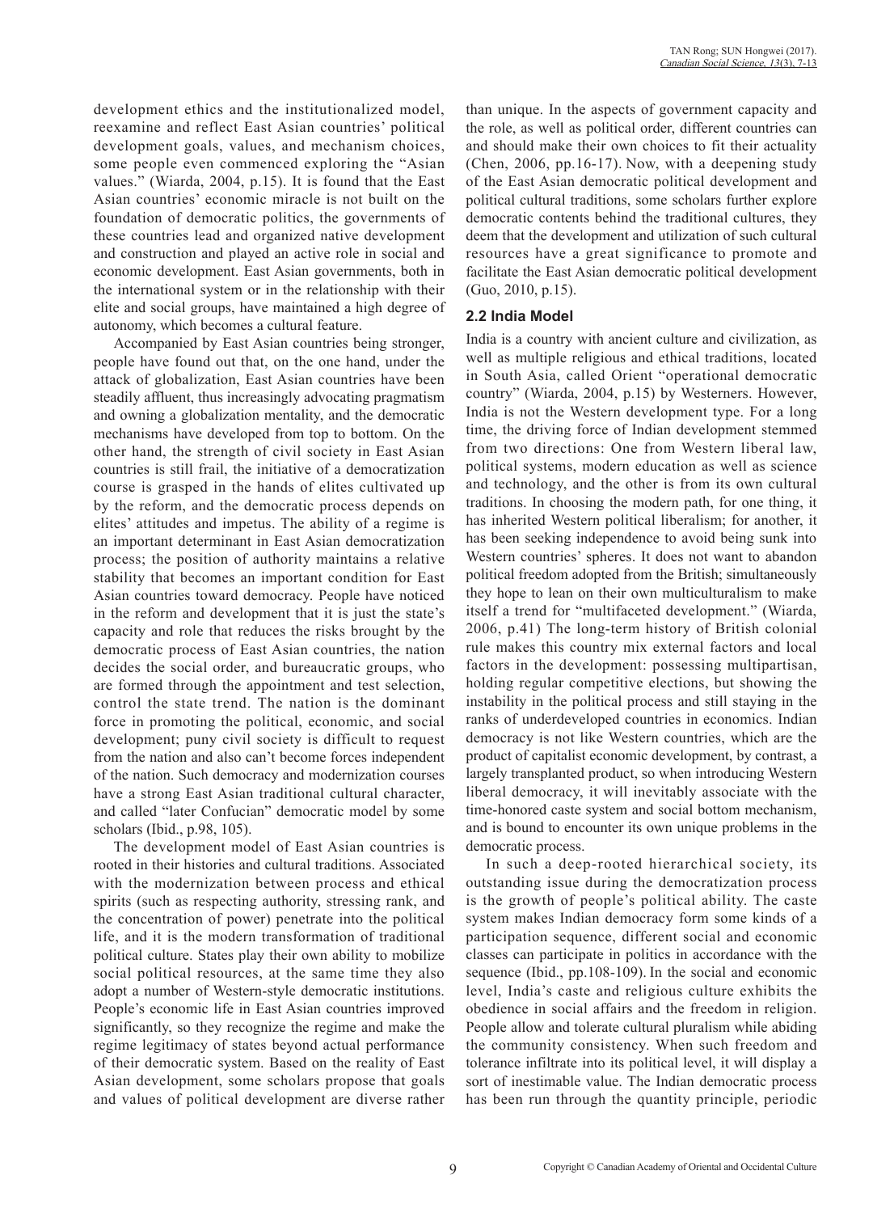development ethics and the institutionalized model, reexamine and reflect East Asian countries' political development goals, values, and mechanism choices, some people even commenced exploring the "Asian values." (Wiarda, 2004, p.15). It is found that the East Asian countries' economic miracle is not built on the foundation of democratic politics, the governments of these countries lead and organized native development and construction and played an active role in social and economic development. East Asian governments, both in the international system or in the relationship with their elite and social groups, have maintained a high degree of autonomy, which becomes a cultural feature.

Accompanied by East Asian countries being stronger, people have found out that, on the one hand, under the attack of globalization, East Asian countries have been steadily affluent, thus increasingly advocating pragmatism and owning a globalization mentality, and the democratic mechanisms have developed from top to bottom. On the other hand, the strength of civil society in East Asian countries is still frail, the initiative of a democratization course is grasped in the hands of elites cultivated up by the reform, and the democratic process depends on elites' attitudes and impetus. The ability of a regime is an important determinant in East Asian democratization process; the position of authority maintains a relative stability that becomes an important condition for East Asian countries toward democracy. People have noticed in the reform and development that it is just the state's capacity and role that reduces the risks brought by the democratic process of East Asian countries, the nation decides the social order, and bureaucratic groups, who are formed through the appointment and test selection, control the state trend. The nation is the dominant force in promoting the political, economic, and social development; puny civil society is difficult to request from the nation and also can't become forces independent of the nation. Such democracy and modernization courses have a strong East Asian traditional cultural character, and called "later Confucian" democratic model by some scholars (Ibid., p.98, 105).

The development model of East Asian countries is rooted in their histories and cultural traditions. Associated with the modernization between process and ethical spirits (such as respecting authority, stressing rank, and the concentration of power) penetrate into the political life, and it is the modern transformation of traditional political culture. States play their own ability to mobilize social political resources, at the same time they also adopt a number of Western-style democratic institutions. People's economic life in East Asian countries improved significantly, so they recognize the regime and make the regime legitimacy of states beyond actual performance of their democratic system. Based on the reality of East Asian development, some scholars propose that goals and values of political development are diverse rather than unique. In the aspects of government capacity and the role, as well as political order, different countries can and should make their own choices to fit their actuality (Chen, 2006, pp.16-17). Now, with a deepening study of the East Asian democratic political development and political cultural traditions, some scholars further explore democratic contents behind the traditional cultures, they deem that the development and utilization of such cultural resources have a great significance to promote and facilitate the East Asian democratic political development (Guo, 2010, p.15).

### 2.2 India Model

India is a country with ancient culture and civilization, as well as multiple religious and ethical traditions, located in South Asia, called Orient "operational democratic country" (Wiarda, 2004, p.15) by Westerners. However, India is not the Western development type. For a long time, the driving force of Indian development stemmed from two directions: One from Western liberal law, political systems, modern education as well as science and technology, and the other is from its own cultural traditions. In choosing the modern path, for one thing, it has inherited Western political liberalism; for another, it has been seeking independence to avoid being sunk into Western countries' spheres. It does not want to abandon political freedom adopted from the British; simultaneously they hope to lean on their own multiculturalism to make itself a trend for "multifaceted development." (Wiarda, 2006, p.41) The long-term history of British colonial rule makes this country mix external factors and local factors in the development: possessing multipartisan, holding regular competitive elections, but showing the instability in the political process and still staying in the ranks of underdeveloped countries in economics. Indian democracy is not like Western countries, which are the product of capitalist economic development, by contrast, a largely transplanted product, so when introducing Western liberal democracy, it will inevitably associate with the time-honored caste system and social bottom mechanism, and is bound to encounter its own unique problems in the democratic process.

In such a deep-rooted hierarchical society, its outstanding issue during the democratization process is the growth of people's political ability. The caste system makes Indian democracy form some kinds of a participation sequence, different social and economic classes can participate in politics in accordance with the sequence (Ibid., pp.108-109). In the social and economic level, India's caste and religious culture exhibits the obedience in social affairs and the freedom in religion. People allow and tolerate cultural pluralism while abiding the community consistency. When such freedom and tolerance infiltrate into its political level, it will display a sort of inestimable value. The Indian democratic process has been run through the quantity principle, periodic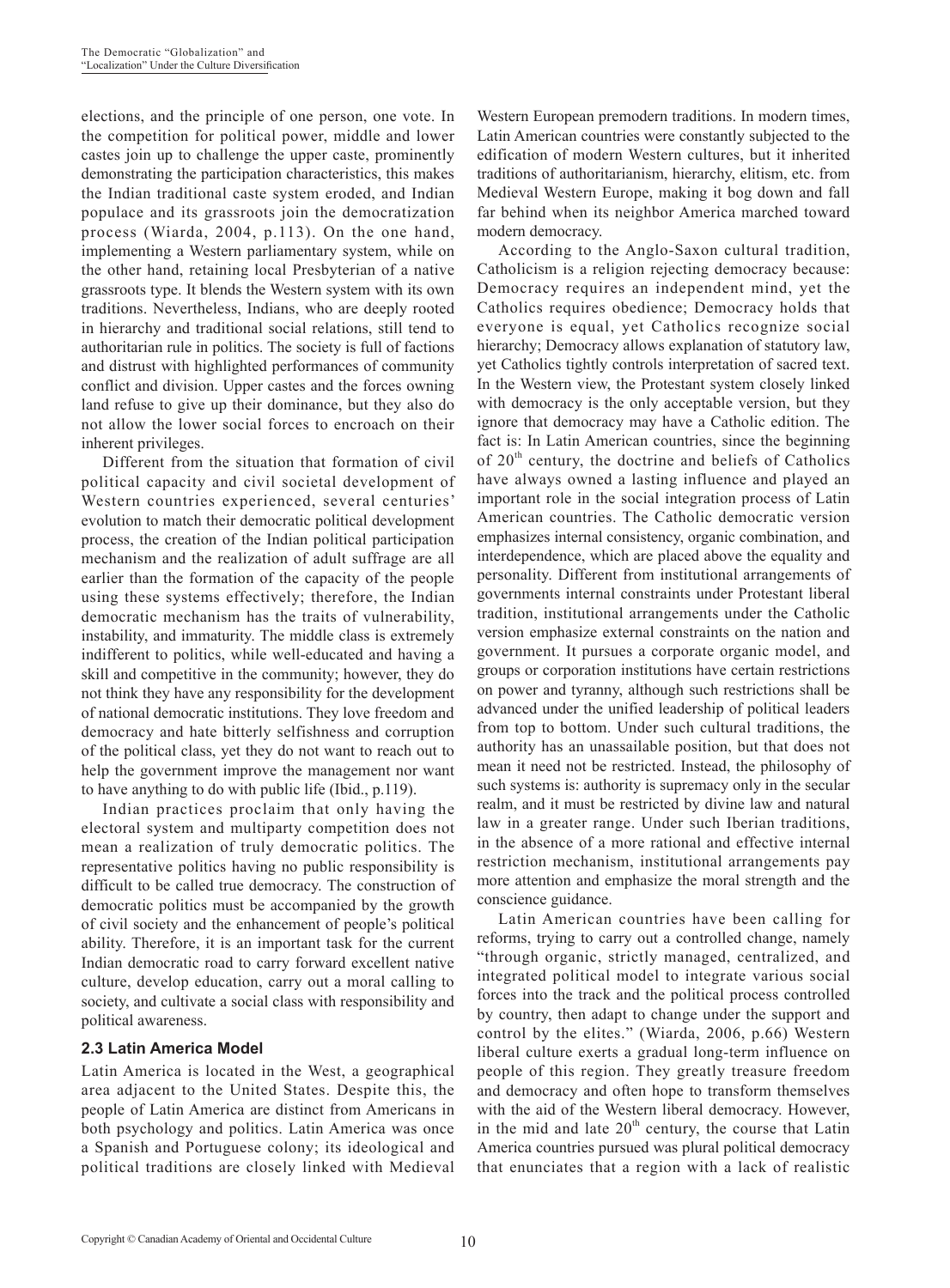elections, and the principle of one person, one vote. In the competition for political power, middle and lower castes join up to challenge the upper caste, prominently demonstrating the participation characteristics, this makes the Indian traditional caste system eroded, and Indian populace and its grassroots join the democratization process (Wiarda, 2004, p.113). On the one hand, implementing a Western parliamentary system, while on the other hand, retaining local Presbyterian of a native grassroots type. It blends the Western system with its own traditions. Nevertheless, Indians, who are deeply rooted in hierarchy and traditional social relations, still tend to authoritarian rule in politics. The society is full of factions and distrust with highlighted performances of community conflict and division. Upper castes and the forces owning land refuse to give up their dominance, but they also do not allow the lower social forces to encroach on their inherent privileges.

Different from the situation that formation of civil political capacity and civil societal development of Western countries experienced, several centuries' evolution to match their democratic political development process, the creation of the Indian political participation mechanism and the realization of adult suffrage are all earlier than the formation of the capacity of the people using these systems effectively; therefore, the Indian democratic mechanism has the traits of vulnerability, instability, and immaturity. The middle class is extremely indifferent to politics, while well-educated and having a skill and competitive in the community; however, they do not think they have any responsibility for the development of national democratic institutions. They love freedom and democracy and hate bitterly selfishness and corruption of the political class, yet they do not want to reach out to help the government improve the management nor want to have anything to do with public life (Ibid., p.119).

Indian practices proclaim that only having the electoral system and multiparty competition does not mean a realization of truly democratic politics. The representative politics having no public responsibility is difficult to be called true democracy. The construction of democratic politics must be accompanied by the growth of civil society and the enhancement of people's political ability. Therefore, it is an important task for the current Indian democratic road to carry forward excellent native culture, develop education, carry out a moral calling to society, and cultivate a social class with responsibility and political awareness.

## 2.3 Latin America Model

Latin America is located in the West, a geographical area adjacent to the United States. Despite this, the people of Latin America are distinct from Americans in both psychology and politics. Latin America was once a Spanish and Portuguese colony; its ideological and political traditions are closely linked with Medieval Western European premodern traditions. In modern times, Latin American countries were constantly subjected to the edification of modern Western cultures, but it inherited traditions of authoritarianism, hierarchy, elitism, etc. from Medieval Western Europe, making it bog down and fall far behind when its neighbor America marched toward modern democracy.

According to the Anglo-Saxon cultural tradition, Catholicism is a religion rejecting democracy because: Democracy requires an independent mind, yet the Catholics requires obedience; Democracy holds that everyone is equal, yet Catholics recognize social hierarchy; Democracy allows explanation of statutory law, yet Catholics tightly controls interpretation of sacred text. In the Western view, the Protestant system closely linked with democracy is the only acceptable version, but they ignore that democracy may have a Catholic edition. The fact is: In Latin American countries, since the beginning of 20th century, the doctrine and beliefs of Catholics have always owned a lasting influence and played an important role in the social integration process of Latin American countries. The Catholic democratic version emphasizes internal consistency, organic combination, and interdependence, which are placed above the equality and personality. Different from institutional arrangements of governments internal constraints under Protestant liberal tradition, institutional arrangements under the Catholic version emphasize external constraints on the nation and government. It pursues a corporate organic model, and groups or corporation institutions have certain restrictions on power and tyranny, although such restrictions shall be advanced under the unified leadership of political leaders from top to bottom. Under such cultural traditions, the authority has an unassailable position, but that does not mean it need not be restricted. Instead, the philosophy of such systems is: authority is supremacy only in the secular realm, and it must be restricted by divine law and natural law in a greater range. Under such Iberian traditions, in the absence of a more rational and effective internal restriction mechanism, institutional arrangements pay more attention and emphasize the moral strength and the conscience guidance.

Latin American countries have been calling for reforms, trying to carry out a controlled change, namely "through organic, strictly managed, centralized, and integrated political model to integrate various social forces into the track and the political process controlled by country, then adapt to change under the support and control by the elites." (Wiarda, 2006, p.66) Western liberal culture exerts a gradual long-term influence on people of this region. They greatly treasure freedom and democracy and often hope to transform themselves with the aid of the Western liberal democracy. However, in the mid and late 20th century, the course that Latin America countries pursued was plural political democracy that enunciates that a region with a lack of realistic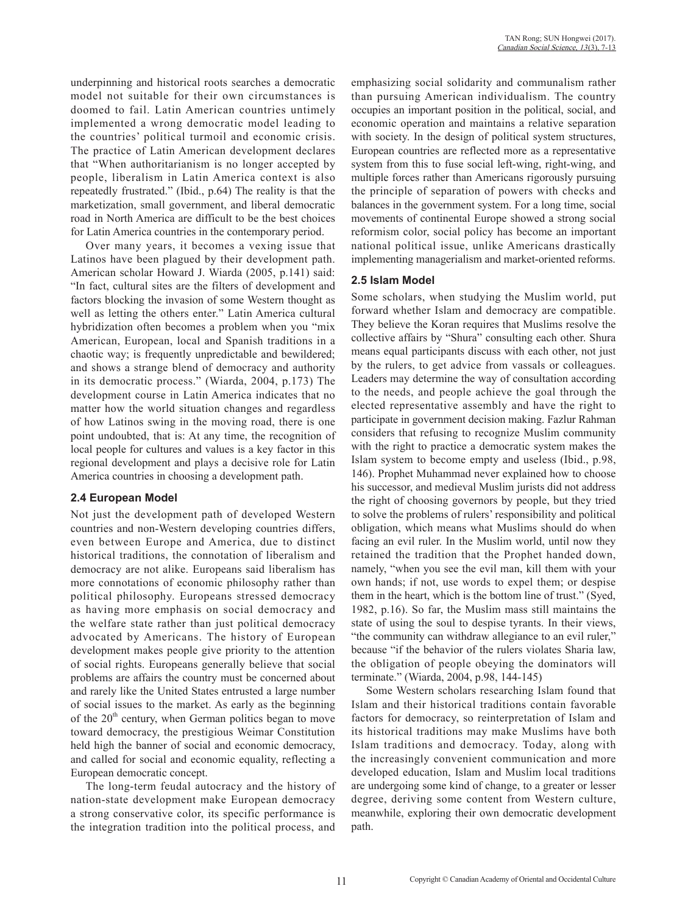underpinning and historical roots searches a democratic model not suitable for their own circumstances is doomed to fail. Latin American countries untimely implemented a wrong democratic model leading to the countries' political turmoil and economic crisis. The practice of Latin American development declares that "When authoritarianism is no longer accepted by people, liberalism in Latin America context is also repeatedly frustrated." (Ibid., p.64) The reality is that the marketization, small government, and liberal democratic road in North America are difficult to be the best choices for Latin America countries in the contemporary period.

Over many years, it becomes a vexing issue that Latinos have been plagued by their development path. American scholar Howard J. Wiarda (2005, p.141) said: "In fact, cultural sites are the filters of development and factors blocking the invasion of some Western thought as well as letting the others enter." Latin America cultural hybridization often becomes a problem when you "mix American, European, local and Spanish traditions in a chaotic way; is frequently unpredictable and bewildered; and shows a strange blend of democracy and authority in its democratic process." (Wiarda, 2004, p.173) The development course in Latin America indicates that no matter how the world situation changes and regardless of how Latinos swing in the moving road, there is one point undoubted, that is: At any time, the recognition of local people for cultures and values is a key factor in this regional development and plays a decisive role for Latin America countries in choosing a development path.

### 2.4 European Model

Not just the development path of developed Western countries and non-Western developing countries differs, even between Europe and America, due to distinct historical traditions, the connotation of liberalism and democracy are not alike. Europeans said liberalism has more connotations of economic philosophy rather than political philosophy. Europeans stressed democracy as having more emphasis on social democracy and the welfare state rather than just political democracy advocated by Americans. The history of European development makes people give priority to the attention of social rights. Europeans generally believe that social problems are affairs the country must be concerned about and rarely like the United States entrusted a large number of social issues to the market. As early as the beginning of the 20th century, when German politics began to move toward democracy, the prestigious Weimar Constitution held high the banner of social and economic democracy, and called for social and economic equality, reflecting a European democratic concept.

The long-term feudal autocracy and the history of nation-state development make European democracy a strong conservative color, its specific performance is the integration tradition into the political process, and emphasizing social solidarity and communalism rather than pursuing American individualism. The country occupies an important position in the political, social, and economic operation and maintains a relative separation with society. In the design of political system structures, European countries are reflected more as a representative system from this to fuse social left-wing, right-wing, and multiple forces rather than Americans rigorously pursuing the principle of separation of powers with checks and balances in the government system. For a long time, social movements of continental Europe showed a strong social reformism color, social policy has become an important national political issue, unlike Americans drastically implementing managerialism and market-oriented reforms.

### 2.5 Islam Model

Some scholars, when studying the Muslim world, put forward whether Islam and democracy are compatible. They believe the Koran requires that Muslims resolve the collective affairs by "Shura" consulting each other. Shura means equal participants discuss with each other, not just by the rulers, to get advice from vassals or colleagues. Leaders may determine the way of consultation according to the needs, and people achieve the goal through the elected representative assembly and have the right to participate in government decision making. Fazlur Rahman considers that refusing to recognize Muslim community with the right to practice a democratic system makes the Islam system to become empty and useless (Ibid., p.98, 146). Prophet Muhammad never explained how to choose his successor, and medieval Muslim jurists did not address the right of choosing governors by people, but they tried to solve the problems of rulers' responsibility and political obligation, which means what Muslims should do when facing an evil ruler. In the Muslim world, until now they retained the tradition that the Prophet handed down, namely, "when you see the evil man, kill them with your own hands; if not, use words to expel them; or despise them in the heart, which is the bottom line of trust." (Syed, 1982, p.16). So far, the Muslim mass still maintains the state of using the soul to despise tyrants. In their views, "the community can withdraw allegiance to an evil ruler," because "if the behavior of the rulers violates Sharia law, the obligation of people obeying the dominators will terminate." (Wiarda, 2004, p.98, 144-145)

Some Western scholars researching Islam found that Islam and their historical traditions contain favorable factors for democracy, so reinterpretation of Islam and its historical traditions may make Muslims have both Islam traditions and democracy. Today, along with the increasingly convenient communication and more developed education, Islam and Muslim local traditions are undergoing some kind of change, to a greater or lesser degree, deriving some content from Western culture, meanwhile, exploring their own democratic development path.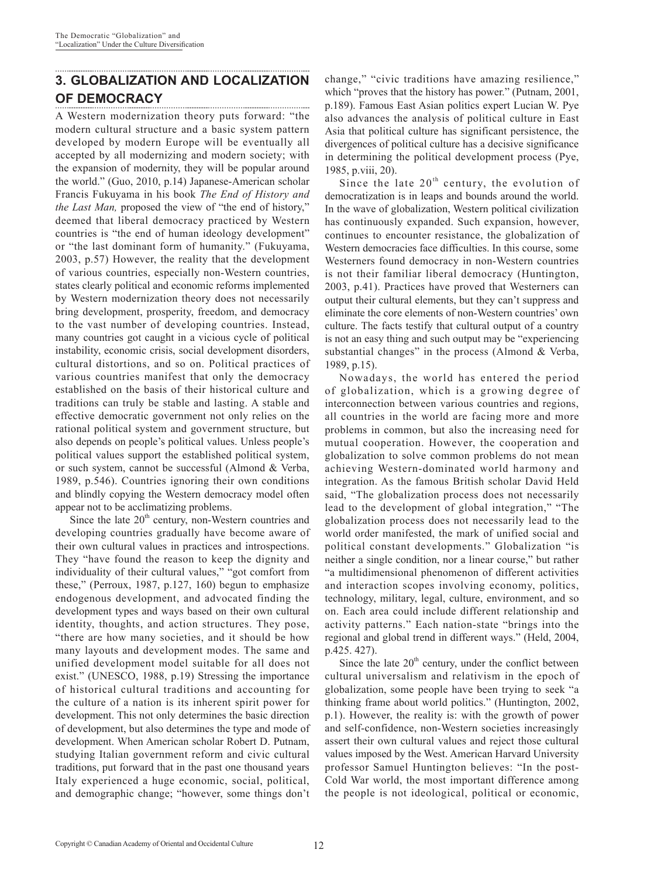## 3. GLOBALIZATION AND LOCALIZATION OF DEMOCRACY

A Western modernization theory puts forward: "the modern cultural structure and a basic system pattern developed by modern Europe will be eventually all accepted by all modernizing and modern society; with the expansion of modernity, they will be popular around the world." (Guo, 2010, p.14) Japanese-American scholar Francis Fukuyama in his book *The End of History and the Last Man,* proposed the view of "the end of history," deemed that liberal democracy practiced by Western countries is "the end of human ideology development" or "the last dominant form of humanity." (Fukuyama, 2003, p.57) However, the reality that the development of various countries, especially non-Western countries, states clearly political and economic reforms implemented by Western modernization theory does not necessarily bring development, prosperity, freedom, and democracy to the vast number of developing countries. Instead, many countries got caught in a vicious cycle of political instability, economic crisis, social development disorders, cultural distortions, and so on. Political practices of various countries manifest that only the democracy established on the basis of their historical culture and traditions can truly be stable and lasting. A stable and effective democratic government not only relies on the rational political system and government structure, but also depends on people's political values. Unless people's political values support the established political system, or such system, cannot be successful (Almond & Verba, 1989, p.546). Countries ignoring their own conditions and blindly copying the Western democracy model often appear not to be acclimatizing problems.

Since the late 20th century, non-Western countries and developing countries gradually have become aware of their own cultural values in practices and introspections. They "have found the reason to keep the dignity and individuality of their cultural values," "got comfort from these," (Perroux, 1987, p.127, 160) begun to emphasize endogenous development, and advocated finding the development types and ways based on their own cultural identity, thoughts, and action structures. They pose, "there are how many societies, and it should be how many layouts and development modes. The same and unified development model suitable for all does not exist." (UNESCO, 1988, p.19) Stressing the importance of historical cultural traditions and accounting for the culture of a nation is its inherent spirit power for development. This not only determines the basic direction of development, but also determines the type and mode of development. When American scholar Robert D. Putnam, studying Italian government reform and civic cultural traditions, put forward that in the past one thousand years Italy experienced a huge economic, social, political, and demographic change; "however, some things don't change," "civic traditions have amazing resilience," which "proves that the history has power." (Putnam, 2001, p.189). Famous East Asian politics expert Lucian W. Pye also advances the analysis of political culture in East Asia that political culture has significant persistence, the divergences of political culture has a decisive significance in determining the political development process (Pye, 1985, p.viii, 20).

Since the late 20th century, the evolution of democratization is in leaps and bounds around the world. In the wave of globalization, Western political civilization has continuously expanded. Such expansion, however, continues to encounter resistance, the globalization of Western democracies face difficulties. In this course, some Westerners found democracy in non-Western countries is not their familiar liberal democracy (Huntington, 2003, p.41). Practices have proved that Westerners can output their cultural elements, but they can't suppress and eliminate the core elements of non-Western countries' own culture. The facts testify that cultural output of a country is not an easy thing and such output may be "experiencing substantial changes" in the process (Almond & Verba, 1989, p.15).

Nowadays, the world has entered the period of globalization, which is a growing degree of interconnection between various countries and regions, all countries in the world are facing more and more problems in common, but also the increasing need for mutual cooperation. However, the cooperation and globalization to solve common problems do not mean achieving Western-dominated world harmony and integration. As the famous British scholar David Held said, "The globalization process does not necessarily lead to the development of global integration," "The globalization process does not necessarily lead to the world order manifested, the mark of unified social and political constant developments." Globalization "is neither a single condition, nor a linear course," but rather "a multidimensional phenomenon of different activities and interaction scopes involving economy, politics, technology, military, legal, culture, environment, and so on. Each area could include different relationship and activity patterns." Each nation-state "brings into the regional and global trend in different ways." (Held, 2004, p.425. 427).

Since the late 20th century, under the conflict between cultural universalism and relativism in the epoch of globalization, some people have been trying to seek "a thinking frame about world politics." (Huntington, 2002, p.1). However, the reality is: with the growth of power and self-confidence, non-Western societies increasingly assert their own cultural values and reject those cultural values imposed by the West. American Harvard University professor Samuel Huntington believes: "In the post-Cold War world, the most important difference among the people is not ideological, political or economic,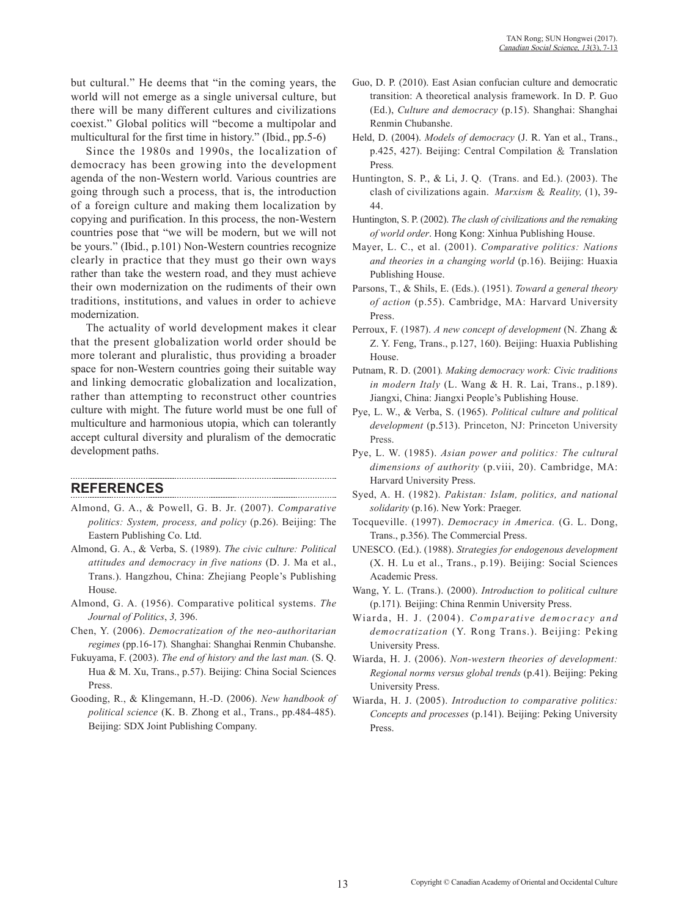but cultural." He deems that "in the coming years, the world will not emerge as a single universal culture, but there will be many different cultures and civilizations coexist." Global politics will "become a multipolar and multicultural for the first time in history." (Ibid., pp.5-6)

Since the 1980s and 1990s, the localization of democracy has been growing into the development agenda of the non-Western world. Various countries are going through such a process, that is, the introduction of a foreign culture and making them localization by copying and purification. In this process, the non-Western countries pose that "we will be modern, but we will not be yours." (Ibid., p.101) Non-Western countries recognize clearly in practice that they must go their own ways rather than take the western road, and they must achieve their own modernization on the rudiments of their own traditions, institutions, and values in order to achieve modernization.

The actuality of world development makes it clear that the present globalization world order should be more tolerant and pluralistic, thus providing a broader space for non-Western countries going their suitable way and linking democratic globalization and localization, rather than attempting to reconstruct other countries culture with might. The future world must be one full of multiculture and harmonious utopia, which can tolerantly accept cultural diversity and pluralism of the democratic development paths.

## REFERENCES

Almond, G. A., & Powell, G. B. Jr. (2007). *Comparative politics: System, process, and policy* (p.26). Beijing: The Eastern Publishing Co. Ltd.

Almond, G. A., & Verba, S. (1989). *The civic culture: Political attitudes and democracy in five nations* (D. J. Ma et al., Trans.). Hangzhou, China: Zhejiang People's Publishing House.

Almond, G. A. (1956). Comparative political systems. *The Journal of Politics*, *3,* 396.

Chen, Y. (2006). *Democratization of the neo-authoritarian regimes* (pp.16-17). Shanghai: Shanghai Renmin Chubanshe.

Fukuyama, F. (2003). *The end of history and the last man.* (S. Q. Hua & M. Xu, Trans., p.57). Beijing: China Social Sciences Press.

Gooding, R., & Klingemann, H.-D. (2006). *New handbook of political science* (K. B. Zhong et al., Trans., pp.484-485). Beijing: SDX Joint Publishing Company.

Guo, D. P. (2010). East Asian confucian culture and democratic transition: A theoretical analysis framework. In D. P. Guo (Ed.), *Culture and democracy* (p.15). Shanghai: Shanghai Renmin Chubanshe.

Held, D. (2004). *Models of democracy* (J. R. Yan et al., Trans., p.425, 427). Beijing: Central Compilation & Translation Press.

Huntington, S. P., & Li, J. Q. (Trans. and Ed.). (2003). The clash of civilizations again. *Marxism* & *Reality,* (1), 39-44.

Huntington, S. P. (2002). *The clash of civilizations and the remaking of world order*. Hong Kong: Xinhua Publishing House.

Mayer, L. C., et al. (2001). *Comparative politics: Nations and theories in a changing world* (p.16). Beijing: Huaxia Publishing House.

Parsons, T., & Shils, E. (Eds.). (1951). *Toward a general theory of action* (p.55). Cambridge, MA: Harvard University Press.

Perroux, F. (1987). *A new concept of development* (N. Zhang & Z. Y. Feng, Trans., p.127, 160). Beijing: Huaxia Publishing House.

Putnam, R. D. (2001). *Making democracy work: Civic traditions in modern Italy* (L. Wang & H. R. Lai, Trans., p.189). Jiangxi, China: Jiangxi People's Publishing House.

Pye, L. W., & Verba, S. (1965). *Political culture and political development* (p.513). Princeton, NJ: Princeton University Press.

Pye, L. W. (1985). *Asian power and politics: The cultural dimensions of authority* (p.viii, 20). Cambridge, MA: Harvard University Press.

Syed, A. H. (1982). *Pakistan: Islam, politics, and national solidarity* (p.16). New York: Praeger.

Tocqueville. (1997). *Democracy in America.* (G. L. Dong, Trans., p.356). The Commercial Press.

UNESCO. (Ed.). (1988). *Strategies for endogenous development* (X. H. Lu et al., Trans., p.19). Beijing: Social Sciences Academic Press.

Wang, Y. L. (Trans.). (2000). *Introduction to political culture* (p.171). Beijing: China Renmin University Press.

Wiarda, H. J. (2004). *Comparative democracy and democratization* (Y. Rong Trans.). Beijing: Peking University Press.

Wiarda, H. J. (2006). *Non-western theories of development: Regional norms versus global trends* (p.41). Beijing: Peking University Press.

Wiarda, H. J. (2005). *Introduction to comparative politics: Concepts and processes* (p.141). Beijing: Peking University Press.